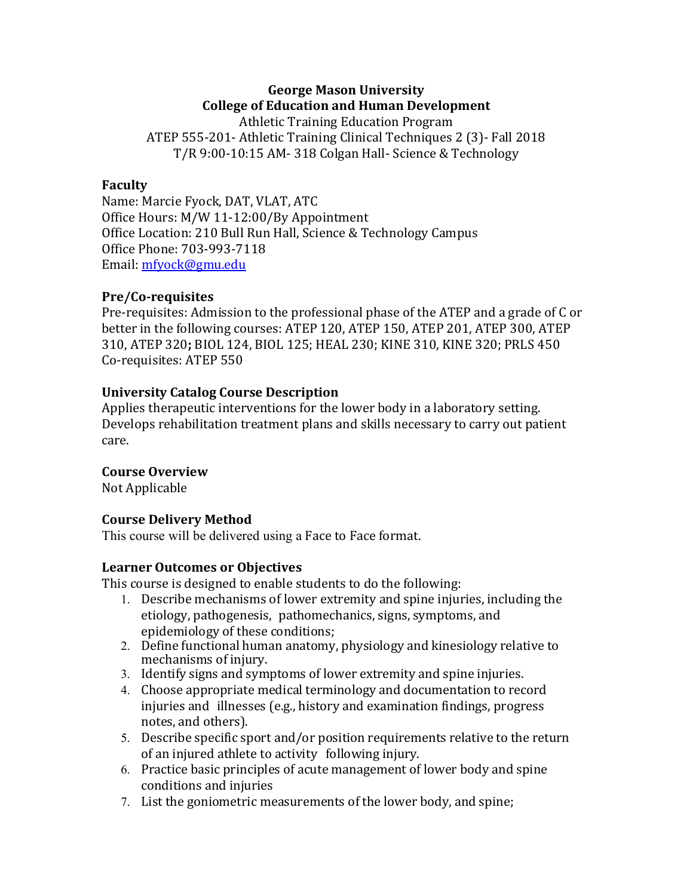**George Mason University**
**College of Education and Human Development**
Athletic Training Education Program
ATEP 555-201- Athletic Training Clinical Techniques 2 (3)- Fall 2018
T/R 9:00-10:15 AM- 318 Colgan Hall- Science & Technology

### Faculty

Name: Marcie Fyock, DAT, VLAT, ATC
Office Hours: M/W 11-12:00/By Appointment
Office Location: 210 Bull Run Hall, Science & Technology Campus
Office Phone: 703-993-7118
Email: mfyock@gmu.edu

### Pre/Co-requisites

Pre-requisites: Admission to the professional phase of the ATEP and a grade of C or better in the following courses: ATEP 120, ATEP 150, ATEP 201, ATEP 300, ATEP 310, ATEP 320**;** BIOL 124, BIOL 125; HEAL 230; KINE 310, KINE 320; PRLS 450
Co-requisites: ATEP 550

### University Catalog Course Description

Applies therapeutic interventions for the lower body in a laboratory setting. Develops rehabilitation treatment plans and skills necessary to carry out patient care.

### Course Overview

Not Applicable

### Course Delivery Method

This course will be delivered using a Face to Face format.

### Learner Outcomes or Objectives

This course is designed to enable students to do the following:

1. Describe mechanisms of lower extremity and spine injuries, including the etiology, pathogenesis, pathomechanics, signs, symptoms, and epidemiology of these conditions;
2. Define functional human anatomy, physiology and kinesiology relative to mechanisms of injury.
3. Identify signs and symptoms of lower extremity and spine injuries.
4. Choose appropriate medical terminology and documentation to record injuries and illnesses (e.g., history and examination findings, progress notes, and others).
5. Describe specific sport and/or position requirements relative to the return of an injured athlete to activity following injury.
6. Practice basic principles of acute management of lower body and spine conditions and injuries
7. List the goniometric measurements of the lower body, and spine;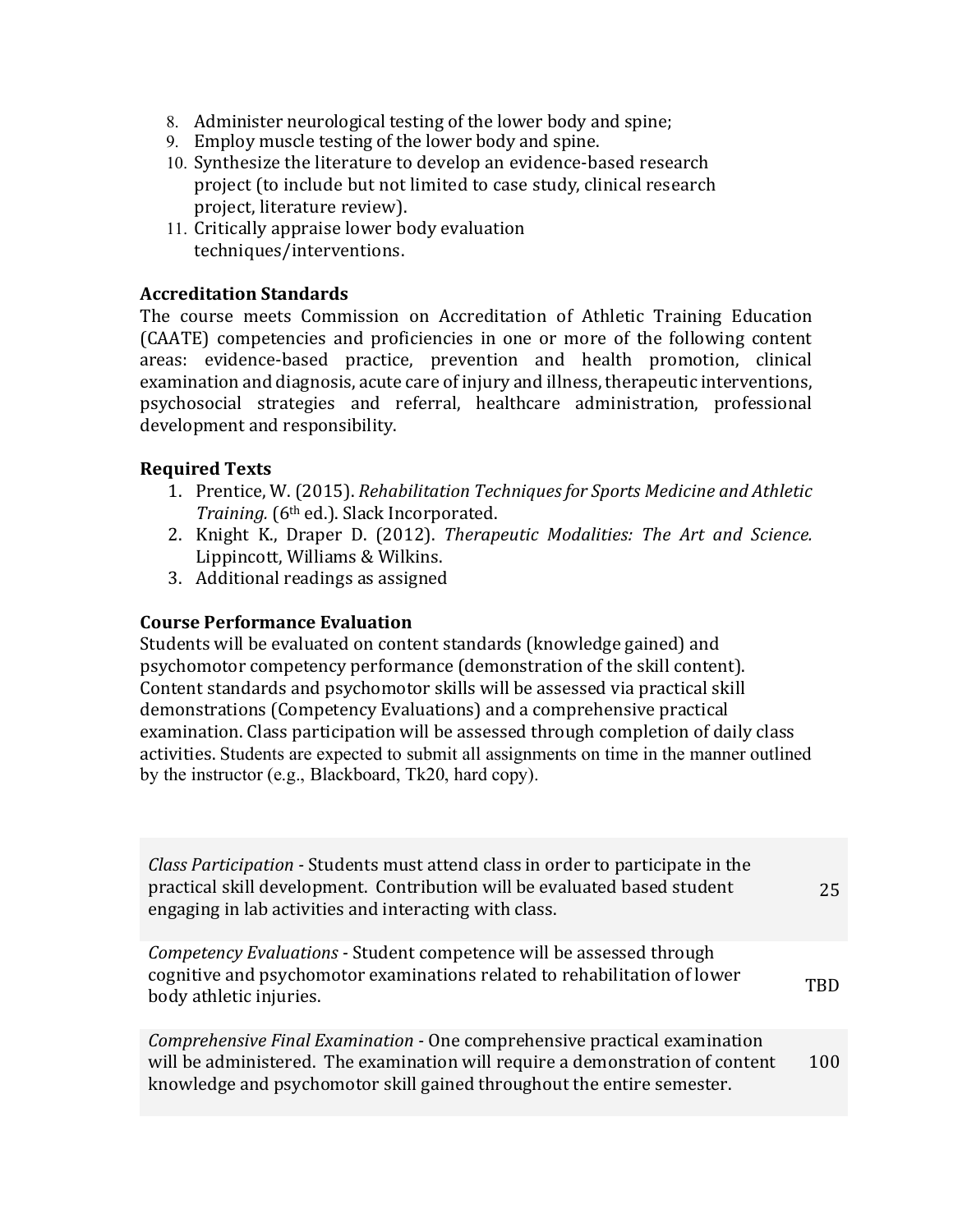8. Administer neurological testing of the lower body and spine;
9. Employ muscle testing of the lower body and spine.
10. Synthesize the literature to develop an evidence-based research project (to include but not limited to case study, clinical research project, literature review).
11. Critically appraise lower body evaluation techniques/interventions.

### Accreditation Standards

The course meets Commission on Accreditation of Athletic Training Education (CAATE) competencies and proficiencies in one or more of the following content areas: evidence-based practice, prevention and health promotion, clinical examination and diagnosis, acute care of injury and illness, therapeutic interventions, psychosocial strategies and referral, healthcare administration, professional development and responsibility.

### Required Texts

1. Prentice, W. (2015). *Rehabilitation Techniques for Sports Medicine and Athletic Training.* (6th ed.). Slack Incorporated.
2. Knight K., Draper D. (2012). *Therapeutic Modalities: The Art and Science.* Lippincott, Williams & Wilkins.
3. Additional readings as assigned

### Course Performance Evaluation

Students will be evaluated on content standards (knowledge gained) and psychomotor competency performance (demonstration of the skill content). Content standards and psychomotor skills will be assessed via practical skill demonstrations (Competency Evaluations) and a comprehensive practical examination. Class participation will be assessed through completion of daily class activities. Students are expected to submit all assignments on time in the manner outlined by the instructor (e.g., Blackboard, Tk20, hard copy).

| | |
|---|---|
| *Class Participation* - Students must attend class in order to participate in the practical skill development. Contribution will be evaluated based student engaging in lab activities and interacting with class. | 25 |
| *Competency Evaluations* - Student competence will be assessed through cognitive and psychomotor examinations related to rehabilitation of lower body athletic injuries. | TBD |
| *Comprehensive Final Examination* - One comprehensive practical examination will be administered. The examination will require a demonstration of content knowledge and psychomotor skill gained throughout the entire semester. | 100 |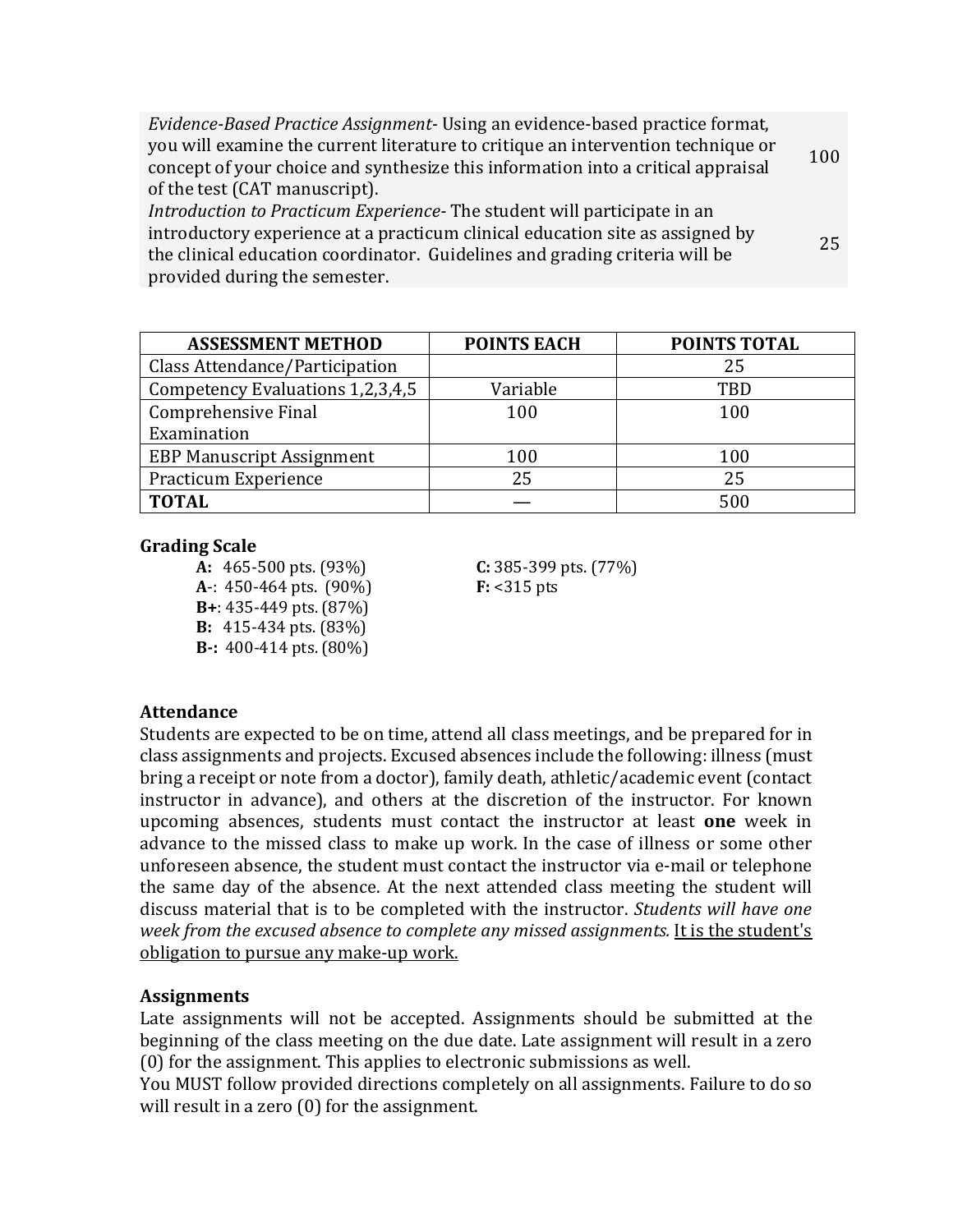| | |
|---|---|
| *Evidence-Based Practice Assignment*- Using an evidence-based practice format, you will examine the current literature to critique an intervention technique or concept of your choice and synthesize this information into a critical appraisal of the test (CAT manuscript). | 100 |
| *Introduction to Practicum Experience*- The student will participate in an introductory experience at a practicum clinical education site as assigned by the clinical education coordinator. Guidelines and grading criteria will be provided during the semester. | 25 |

| ASSESSMENT METHOD | POINTS EACH | POINTS TOTAL |
|---|---|---|
| Class Attendance/Participation | | 25 |
| Competency Evaluations 1,2,3,4,5 | Variable | TBD |
| Comprehensive Final Examination | 100 | 100 |
| EBP Manuscript Assignment | 100 | 100 |
| Practicum Experience | 25 | 25 |
| **TOTAL** | — | 500 |

**Grading Scale**

**A:** 465-500 pts. (93%)
**A**-: 450-464 pts. (90%)
**B+**: 435-449 pts. (87%)
**B:** 415-434 pts. (83%)
**B-:** 400-414 pts. (80%)
**C:** 385-399 pts. (77%)
**F:** <315 pts

**Attendance**

Students are expected to be on time, attend all class meetings, and be prepared for in class assignments and projects. Excused absences include the following: illness (must bring a receipt or note from a doctor), family death, athletic/academic event (contact instructor in advance), and others at the discretion of the instructor. For known upcoming absences, students must contact the instructor at least **one** week in advance to the missed class to make up work. In the case of illness or some other unforeseen absence, the student must contact the instructor via e-mail or telephone the same day of the absence. At the next attended class meeting the student will discuss material that is to be completed with the instructor. *Students will have one week from the excused absence to complete any missed assignments.* <u>It is the student's obligation to pursue any make-up work.</u>

**Assignments**

Late assignments will not be accepted. Assignments should be submitted at the beginning of the class meeting on the due date. Late assignment will result in a zero (0) for the assignment. This applies to electronic submissions as well.
You MUST follow provided directions completely on all assignments. Failure to do so will result in a zero (0) for the assignment.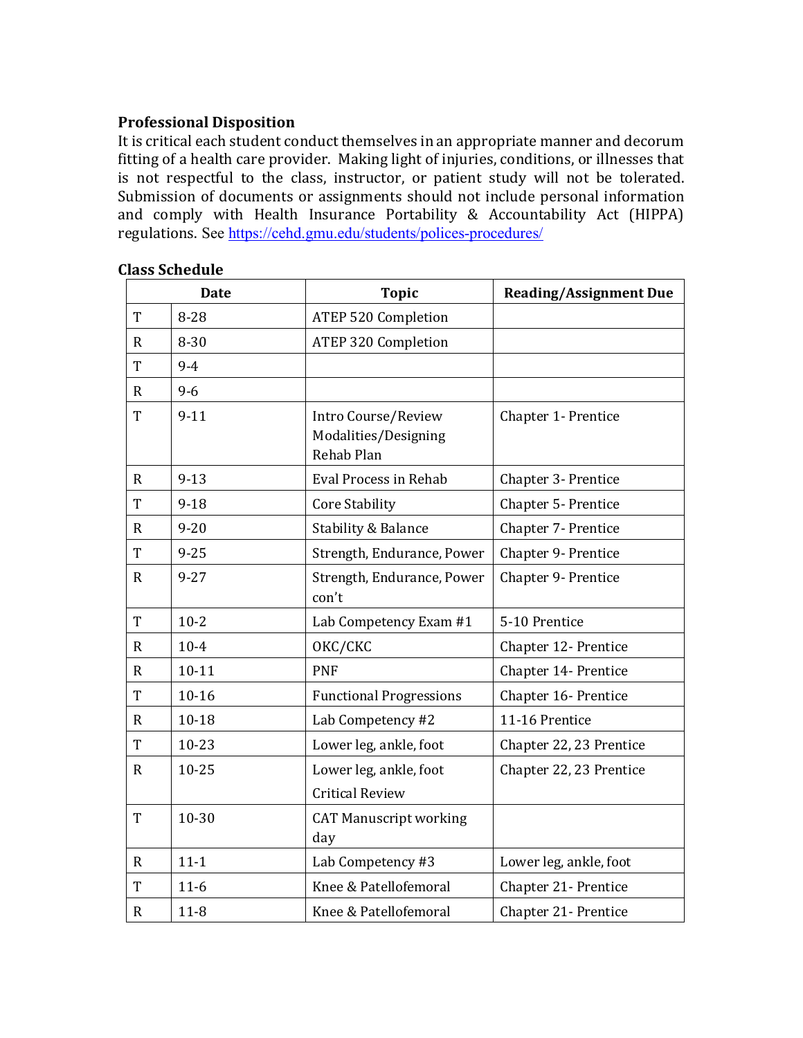**Professional Disposition**

It is critical each student conduct themselves in an appropriate manner and decorum fitting of a health care provider. Making light of injuries, conditions, or illnesses that is not respectful to the class, instructor, or patient study will not be tolerated. Submission of documents or assignments should not include personal information and comply with Health Insurance Portability & Accountability Act (HIPPA) regulations. See https://cehd.gmu.edu/students/polices-procedures/

**Class Schedule**

| Date | | Topic | Reading/Assignment Due |
|---|---|---|---|
| T | 8-28 | ATEP 520 Completion | |
| R | 8-30 | ATEP 320 Completion | |
| T | 9-4 | | |
| R | 9-6 | | |
| T | 9-11 | Intro Course/Review Modalities/Designing Rehab Plan | Chapter 1- Prentice |
| R | 9-13 | Eval Process in Rehab | Chapter 3- Prentice |
| T | 9-18 | Core Stability | Chapter 5- Prentice |
| R | 9-20 | Stability & Balance | Chapter 7- Prentice |
| T | 9-25 | Strength, Endurance, Power | Chapter 9- Prentice |
| R | 9-27 | Strength, Endurance, Power con't | Chapter 9- Prentice |
| T | 10-2 | Lab Competency Exam #1 | 5-10 Prentice |
| R | 10-4 | OKC/CKC | Chapter 12- Prentice |
| R | 10-11 | PNF | Chapter 14- Prentice |
| T | 10-16 | Functional Progressions | Chapter 16- Prentice |
| R | 10-18 | Lab Competency #2 | 11-16 Prentice |
| T | 10-23 | Lower leg, ankle, foot | Chapter 22, 23 Prentice |
| R | 10-25 | Lower leg, ankle, foot Critical Review | Chapter 22, 23 Prentice |
| T | 10-30 | CAT Manuscript working day | |
| R | 11-1 | Lab Competency #3 | Lower leg, ankle, foot |
| T | 11-6 | Knee & Patellofemoral | Chapter 21- Prentice |
| R | 11-8 | Knee & Patellofemoral | Chapter 21- Prentice |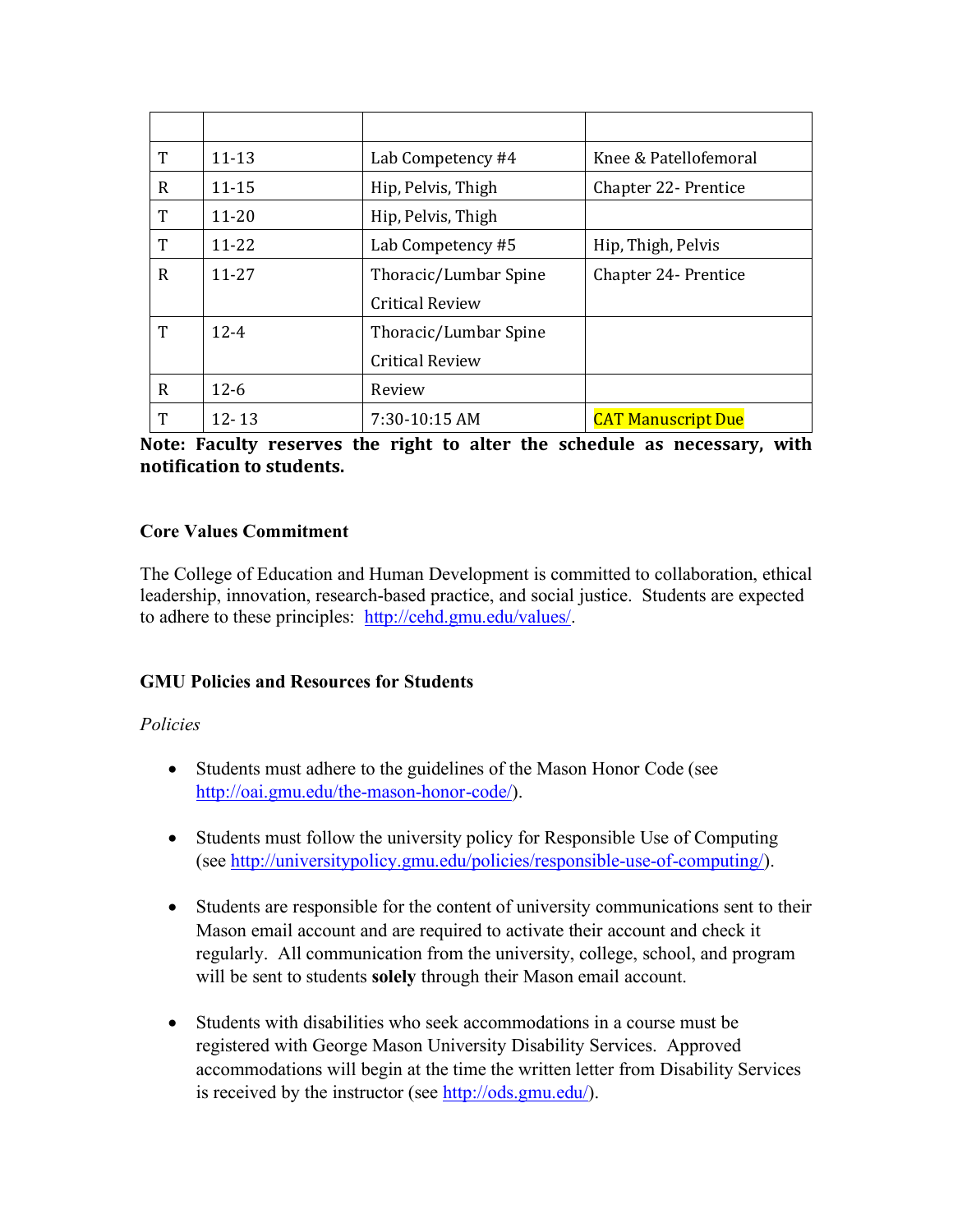| | | | |
|---|---|---|---|
| T | 11-13 | Lab Competency #4 | Knee & Patellofemoral |
| R | 11-15 | Hip, Pelvis, Thigh | Chapter 22- Prentice |
| T | 11-20 | Hip, Pelvis, Thigh | |
| T | 11-22 | Lab Competency #5 | Hip, Thigh, Pelvis |
| R | 11-27 | Thoracic/Lumbar Spine<br>Critical Review | Chapter 24- Prentice |
| T | 12-4 | Thoracic/Lumbar Spine<br>Critical Review | |
| R | 12-6 | Review | |
| T | 12- 13 | 7:30-10:15 AM | CAT Manuscript Due |

**Note: Faculty reserves the right to alter the schedule as necessary, with notification to students.**

### Core Values Commitment

The College of Education and Human Development is committed to collaboration, ethical leadership, innovation, research-based practice, and social justice. Students are expected to adhere to these principles: http://cehd.gmu.edu/values/.

### GMU Policies and Resources for Students

*Policies*

- Students must adhere to the guidelines of the Mason Honor Code (see http://oai.gmu.edu/the-mason-honor-code/).

- Students must follow the university policy for Responsible Use of Computing (see http://universitypolicy.gmu.edu/policies/responsible-use-of-computing/).

- Students are responsible for the content of university communications sent to their Mason email account and are required to activate their account and check it regularly. All communication from the university, college, school, and program will be sent to students **solely** through their Mason email account.

- Students with disabilities who seek accommodations in a course must be registered with George Mason University Disability Services. Approved accommodations will begin at the time the written letter from Disability Services is received by the instructor (see http://ods.gmu.edu/).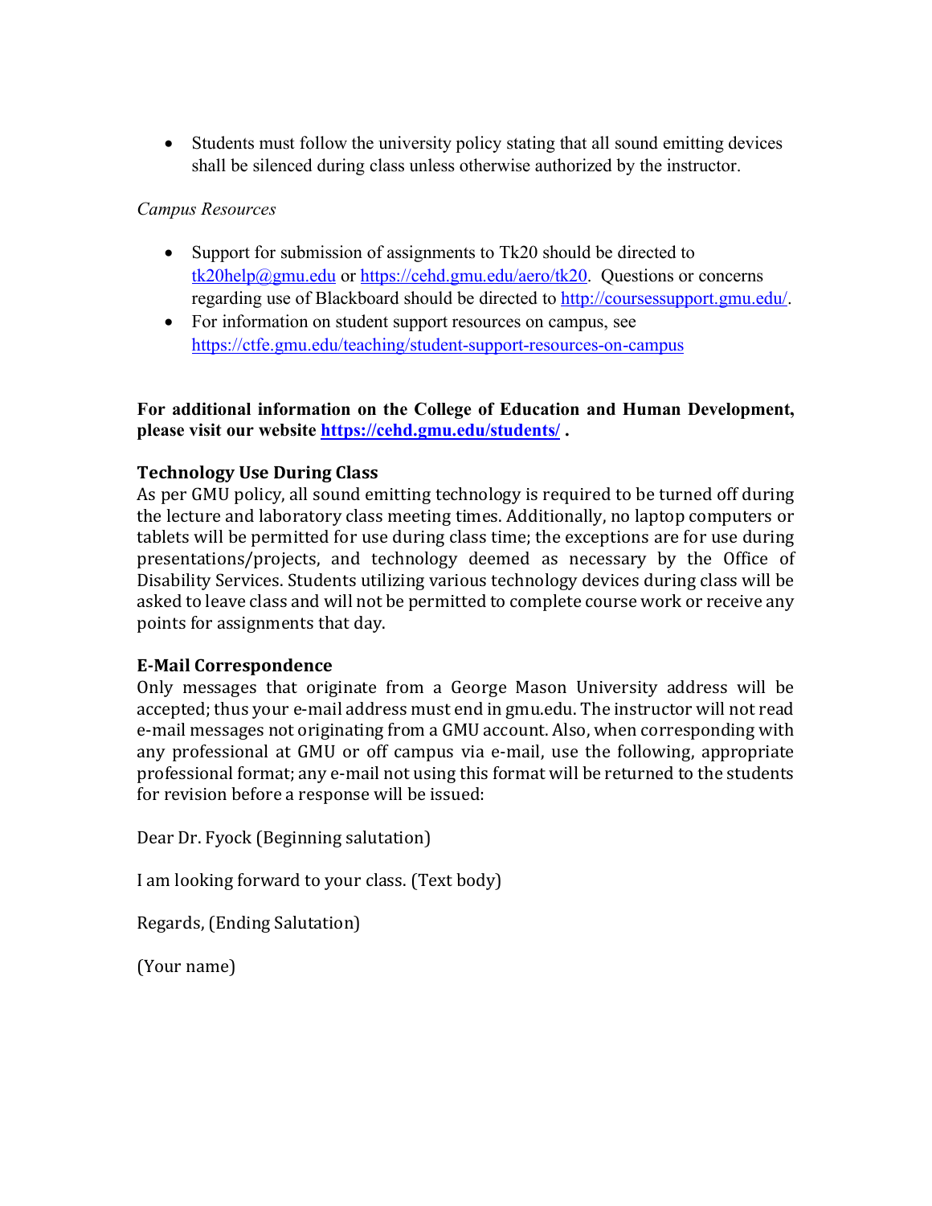- Students must follow the university policy stating that all sound emitting devices shall be silenced during class unless otherwise authorized by the instructor.

*Campus Resources*

- Support for submission of assignments to Tk20 should be directed to tk20help@gmu.edu or https://cehd.gmu.edu/aero/tk20. Questions or concerns regarding use of Blackboard should be directed to http://coursessupport.gmu.edu/.
- For information on student support resources on campus, see https://ctfe.gmu.edu/teaching/student-support-resources-on-campus

**For additional information on the College of Education and Human Development, please visit our website https://cehd.gmu.edu/students/ .**

**Technology Use During Class**

As per GMU policy, all sound emitting technology is required to be turned off during the lecture and laboratory class meeting times. Additionally, no laptop computers or tablets will be permitted for use during class time; the exceptions are for use during presentations/projects, and technology deemed as necessary by the Office of Disability Services. Students utilizing various technology devices during class will be asked to leave class and will not be permitted to complete course work or receive any points for assignments that day.

**E-Mail Correspondence**

Only messages that originate from a George Mason University address will be accepted; thus your e-mail address must end in gmu.edu. The instructor will not read e-mail messages not originating from a GMU account. Also, when corresponding with any professional at GMU or off campus via e-mail, use the following, appropriate professional format; any e-mail not using this format will be returned to the students for revision before a response will be issued:

Dear Dr. Fyock (Beginning salutation)

I am looking forward to your class. (Text body)

Regards, (Ending Salutation)

(Your name)